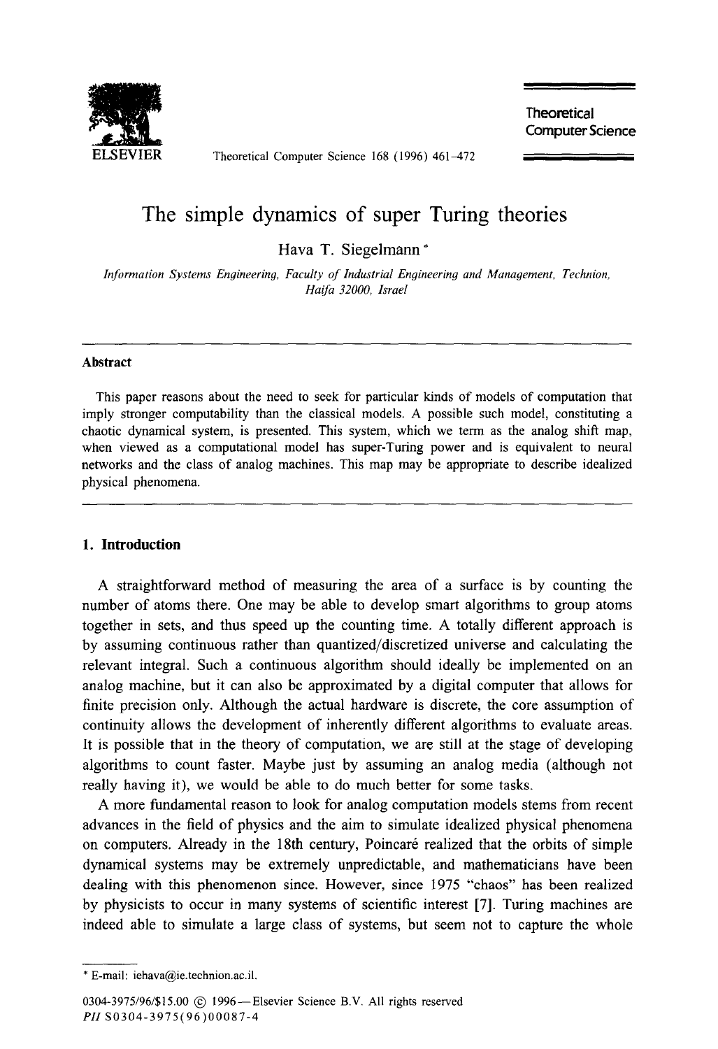# The simple dynamics of super Turing theories

Hava T. Siegelmann *

*Information Systems Engineering, Faculty of Industrial Engineering and Management, Technion, Haifa 32000, Israel*

---

**Abstract**

This paper reasons about the need to seek for particular kinds of models of computation that imply stronger computability than the classical models. A possible such model, constituting a chaotic dynamical system, is presented. This system, which we term as the analog shift map, when viewed as a computational model has super-Turing power and is equivalent to neural networks and the class of analog machines. This map may be appropriate to describe idealized physical phenomena.

---

## 1. Introduction

A straightforward method of measuring the area of a surface is by counting the number of atoms there. One may be able to develop smart algorithms to group atoms together in sets, and thus speed up the counting time. A totally different approach is by assuming continuous rather than quantized/discretized universe and calculating the relevant integral. Such a continuous algorithm should ideally be implemented on an analog machine, but it can also be approximated by a digital computer that allows for finite precision only. Although the actual hardware is discrete, the core assumption of continuity allows the development of inherently different algorithms to evaluate areas. It is possible that in the theory of computation, we are still at the stage of developing algorithms to count faster. Maybe just by assuming an analog media (although not really having it), we would be able to do much better for some tasks.

A more fundamental reason to look for analog computation models stems from recent advances in the field of physics and the aim to simulate idealized physical phenomena on computers. Already in the 18th century, Poincaré realized that the orbits of simple dynamical systems may be extremely unpredictable, and mathematicians have been dealing with this phenomenon since. However, since 1975 "chaos" has been realized by physicists to occur in many systems of scientific interest [7]. Turing machines are indeed able to simulate a large class of systems, but seem not to capture the whole

---

* E-mail: iehava@ie.technion.ac.il.

0304-3975/96/$15.00 © 1996—Elsevier Science B.V. All rights reserved
*PII* S0304-3975(96)00087-4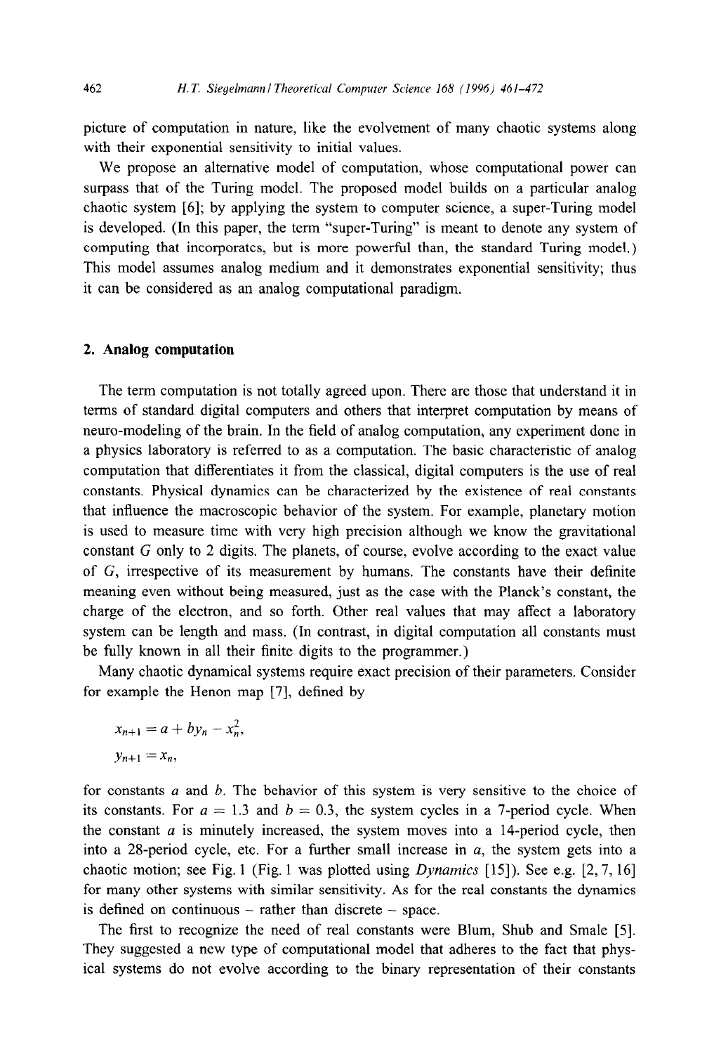picture of computation in nature, like the evolvement of many chaotic systems along with their exponential sensitivity to initial values.

We propose an alternative model of computation, whose computational power can surpass that of the Turing model. The proposed model builds on a particular analog chaotic system [6]; by applying the system to computer science, a super-Turing model is developed. (In this paper, the term "super-Turing" is meant to denote any system of computing that incorporates, but is more powerful than, the standard Turing model.) This model assumes analog medium and it demonstrates exponential sensitivity; thus it can be considered as an analog computational paradigm.

## 2. Analog computation

The term computation is not totally agreed upon. There are those that understand it in terms of standard digital computers and others that interpret computation by means of neuro-modeling of the brain. In the field of analog computation, any experiment done in a physics laboratory is referred to as a computation. The basic characteristic of analog computation that differentiates it from the classical, digital computers is the use of real constants. Physical dynamics can be characterized by the existence of real constants that influence the macroscopic behavior of the system. For example, planetary motion is used to measure time with very high precision although we know the gravitational constant $G$ only to 2 digits. The planets, of course, evolve according to the exact value of $G$, irrespective of its measurement by humans. The constants have their definite meaning even without being measured, just as the case with the Planck's constant, the charge of the electron, and so forth. Other real values that may affect a laboratory system can be length and mass. (In contrast, in digital computation all constants must be fully known in all their finite digits to the programmer.)

Many chaotic dynamical systems require exact precision of their parameters. Consider for example the Henon map [7], defined by

$$x_{n+1} = a + by_n - x_n^2,$$

$$y_{n+1} = x_n,$$

for constants $a$ and $b$. The behavior of this system is very sensitive to the choice of its constants. For $a = 1.3$ and $b = 0.3$, the system cycles in a 7-period cycle. When the constant $a$ is minutely increased, the system moves into a 14-period cycle, then into a 28-period cycle, etc. For a further small increase in $a$, the system gets into a chaotic motion; see Fig. 1 (Fig. 1 was plotted using *Dynamics* [15]). See e.g. [2, 7, 16] for many other systems with similar sensitivity. As for the real constants the dynamics is defined on continuous – rather than discrete – space.

The first to recognize the need of real constants were Blum, Shub and Smale [5]. They suggested a new type of computational model that adheres to the fact that physical systems do not evolve according to the binary representation of their constants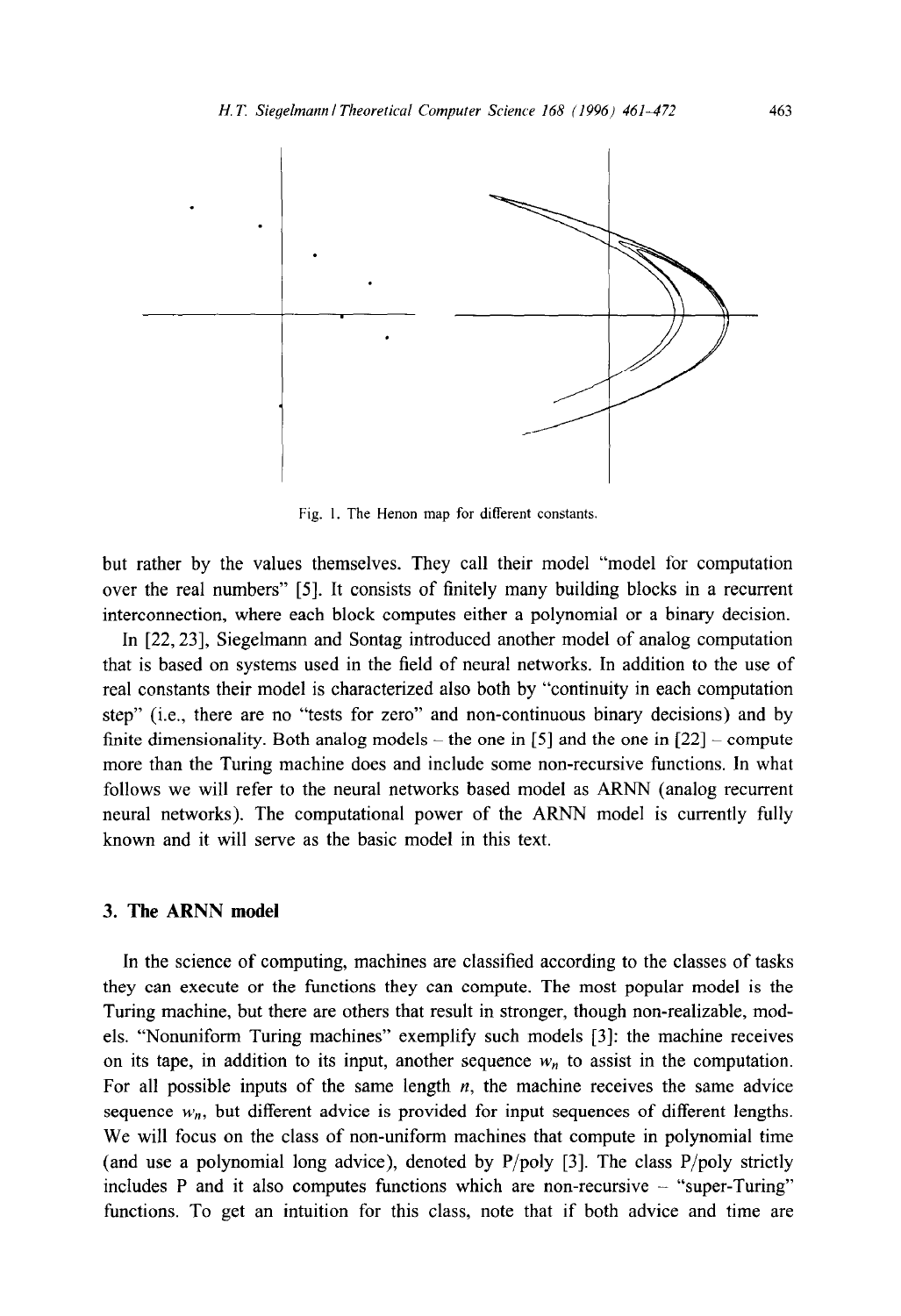Fig. 1. The Henon map for different constants.

but rather by the values themselves. They call their model "model for computation over the real numbers" [5]. It consists of finitely many building blocks in a recurrent interconnection, where each block computes either a polynomial or a binary decision.

In [22, 23], Siegelmann and Sontag introduced another model of analog computation that is based on systems used in the field of neural networks. In addition to the use of real constants their model is characterized also both by "continuity in each computation step" (i.e., there are no "tests for zero" and non-continuous binary decisions) and by finite dimensionality. Both analog models – the one in [5] and the one in [22] – compute more than the Turing machine does and include some non-recursive functions. In what follows we will refer to the neural networks based model as ARNN (analog recurrent neural networks). The computational power of the ARNN model is currently fully known and it will serve as the basic model in this text.

## 3. The ARNN model

In the science of computing, machines are classified according to the classes of tasks they can execute or the functions they can compute. The most popular model is the Turing machine, but there are others that result in stronger, though non-realizable, models. "Nonuniform Turing machines" exemplify such models [3]: the machine receives on its tape, in addition to its input, another sequence $w_n$ to assist in the computation. For all possible inputs of the same length $n$, the machine receives the same advice sequence $w_n$, but different advice is provided for input sequences of different lengths. We will focus on the class of non-uniform machines that compute in polynomial time (and use a polynomial long advice), denoted by P/poly [3]. The class P/poly strictly includes P and it also computes functions which are non-recursive – "super-Turing" functions. To get an intuition for this class, note that if both advice and time are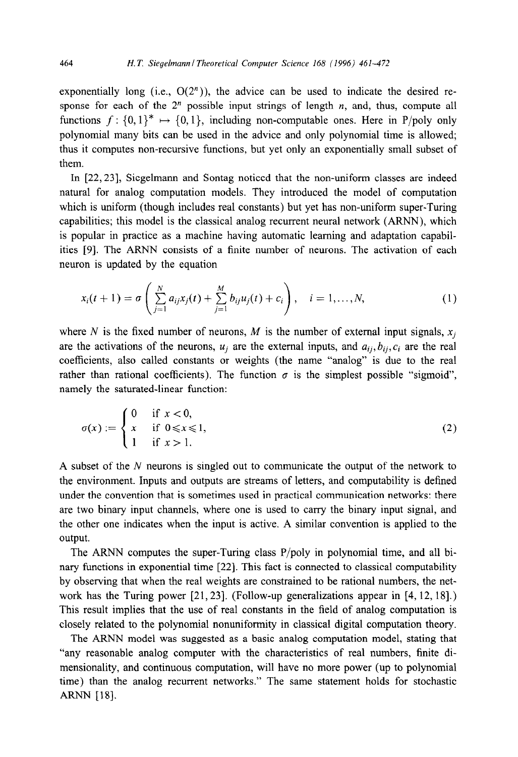exponentially long (i.e., $O(2^n)$), the advice can be used to indicate the desired response for each of the $2^n$ possible input strings of length $n$, and, thus, compute all functions $f : \{0,1\}^* \mapsto \{0,1\}$, including non-computable ones. Here in P/poly only polynomial many bits can be used in the advice and only polynomial time is allowed; thus it computes non-recursive functions, but yet only an exponentially small subset of them.

In [22, 23], Siegelmann and Sontag noticed that the non-uniform classes are indeed natural for analog computation models. They introduced the model of computation which is uniform (though includes real constants) but yet has non-uniform super-Turing capabilities; this model is the classical analog recurrent neural network (ARNN), which is popular in practice as a machine having automatic learning and adaptation capabilities [9]. The ARNN consists of a finite number of neurons. The activation of each neuron is updated by the equation

$$x_i(t+1) = \sigma\left(\sum_{j=1}^{N} a_{ij}x_j(t) + \sum_{j=1}^{M} b_{ij}u_j(t) + c_i\right), \quad i = 1,\dots,N, \tag{1}$$

where $N$ is the fixed number of neurons, $M$ is the number of external input signals, $x_j$ are the activations of the neurons, $u_j$ are the external inputs, and $a_{ij}, b_{ij}, c_i$ are the real coefficients, also called constants or weights (the name "analog" is due to the real rather than rational coefficients). The function $\sigma$ is the simplest possible "sigmoid", namely the saturated-linear function:

$$\sigma(x) := \begin{cases} 0 & \text{if } x < 0, \\ x & \text{if } 0 \leqslant x \leqslant 1, \\ 1 & \text{if } x > 1. \end{cases} \tag{2}$$

A subset of the $N$ neurons is singled out to communicate the output of the network to the environment. Inputs and outputs are streams of letters, and computability is defined under the convention that is sometimes used in practical communication networks: there are two binary input channels, where one is used to carry the binary input signal, and the other one indicates when the input is active. A similar convention is applied to the output.

The ARNN computes the super-Turing class P/poly in polynomial time, and all binary functions in exponential time [22]. This fact is connected to classical computability by observing that when the real weights are constrained to be rational numbers, the network has the Turing power [21, 23]. (Follow-up generalizations appear in [4, 12, 18].) This result implies that the use of real constants in the field of analog computation is closely related to the polynomial nonuniformity in classical digital computation theory.

The ARNN model was suggested as a basic analog computation model, stating that "any reasonable analog computer with the characteristics of real numbers, finite dimensionality, and continuous computation, will have no more power (up to polynomial time) than the analog recurrent networks." The same statement holds for stochastic ARNN [18].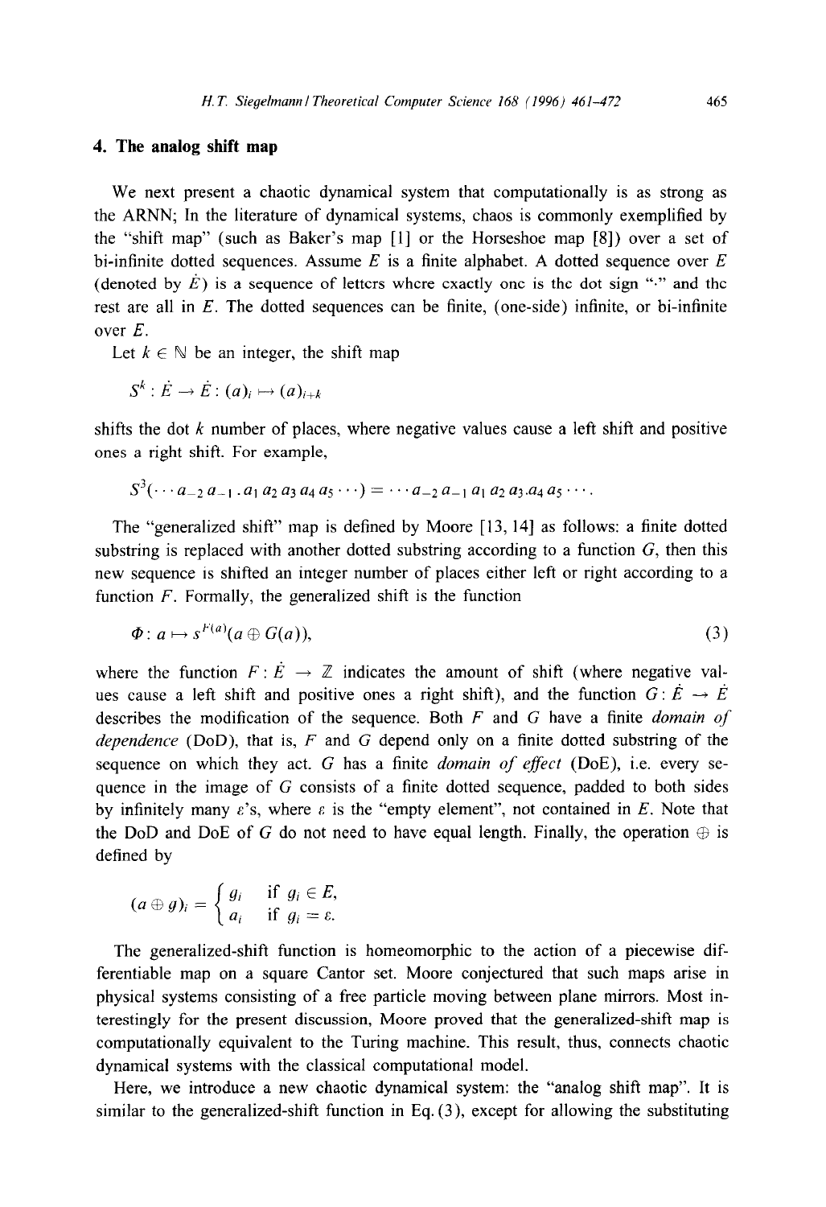## 4. The analog shift map

We next present a chaotic dynamical system that computationally is as strong as the ARNN; In the literature of dynamical systems, chaos is commonly exemplified by the "shift map" (such as Baker's map [1] or the Horseshoe map [8]) over a set of bi-infinite dotted sequences. Assume $E$ is a finite alphabet. A dotted sequence over $E$ (denoted by $\dot{E}$) is a sequence of letters where exactly one is the dot sign "$\cdot$" and the rest are all in $E$. The dotted sequences can be finite, (one-side) infinite, or bi-infinite over $E$.

Let $k \in \mathbb{N}$ be an integer, the shift map

$$S^k : \dot{E} \to \dot{E} : (a)_i \mapsto (a)_{i+k}$$

shifts the dot $k$ number of places, where negative values cause a left shift and positive ones a right shift. For example,

$$S^3(\cdots a_{-2}\, a_{-1}\, .\, a_1\, a_2\, a_3\, a_4\, a_5 \cdots) = \cdots a_{-2}\, a_{-1}\, a_1\, a_2\, a_3 . a_4\, a_5 \cdots.$$

The "generalized shift" map is defined by Moore [13, 14] as follows: a finite dotted substring is replaced with another dotted substring according to a function $G$, then this new sequence is shifted an integer number of places either left or right according to a function $F$. Formally, the generalized shift is the function

$$\Phi : a \mapsto s^{F(a)}(a \oplus G(a)), \tag{3}$$

where the function $F : \dot{E} \to \mathbb{Z}$ indicates the amount of shift (where negative values cause a left shift and positive ones a right shift), and the function $G : \dot{E} \to \dot{E}$ describes the modification of the sequence. Both $F$ and $G$ have a finite *domain of dependence* (DoD), that is, $F$ and $G$ depend only on a finite dotted substring of the sequence on which they act. $G$ has a finite *domain of effect* (DoE), i.e. every sequence in the image of $G$ consists of a finite dotted sequence, padded to both sides by infinitely many $\varepsilon$'s, where $\varepsilon$ is the "empty element", not contained in $E$. Note that the DoD and DoE of $G$ do not need to have equal length. Finally, the operation $\oplus$ is defined by

$$(a \oplus g)_i = \begin{cases} g_i & \text{if } g_i \in E, \\ a_i & \text{if } g_i = \varepsilon. \end{cases}$$

The generalized-shift function is homeomorphic to the action of a piecewise differentiable map on a square Cantor set. Moore conjectured that such maps arise in physical systems consisting of a free particle moving between plane mirrors. Most interestingly for the present discussion, Moore proved that the generalized-shift map is computationally equivalent to the Turing machine. This result, thus, connects chaotic dynamical systems with the classical computational model.

Here, we introduce a new chaotic dynamical system: the "analog shift map". It is similar to the generalized-shift function in Eq. (3), except for allowing the substituting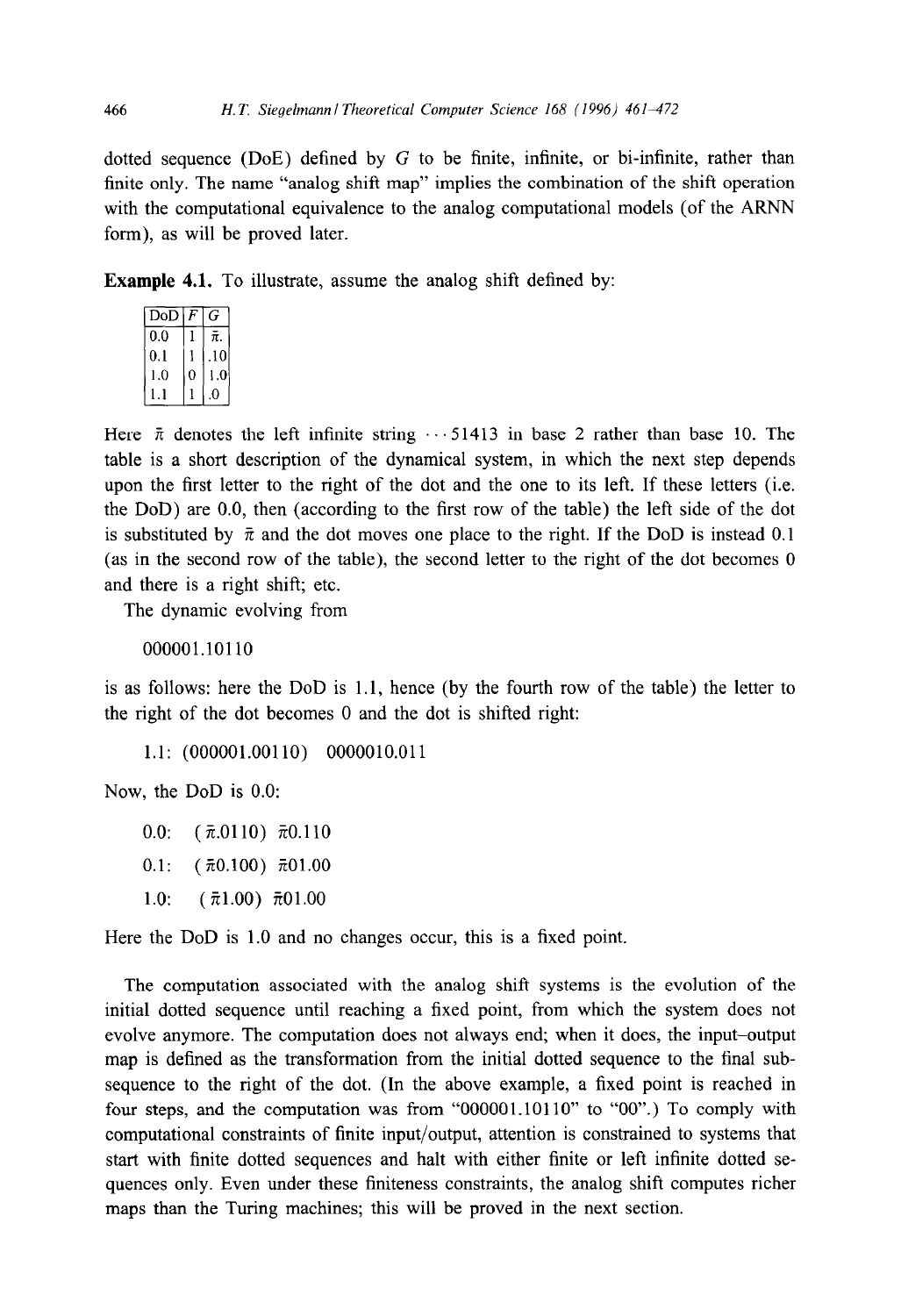dotted sequence (DoE) defined by $G$ to be finite, infinite, or bi-infinite, rather than finite only. The name "analog shift map" implies the combination of the shift operation with the computational equivalence to the analog computational models (of the ARNN form), as will be proved later.

**Example 4.1.** To illustrate, assume the analog shift defined by:

| DoD | $F$ | $G$ |
|---|---|---|
| 0.0 | 1 | $\bar{\pi}$. |
| 0.1 | 1 | .10 |
| 1.0 | 0 | 1.0 |
| 1.1 | 1 | .0 |

Here $\bar{\pi}$ denotes the left infinite string $\cdots 51413$ in base 2 rather than base 10. The table is a short description of the dynamical system, in which the next step depends upon the first letter to the right of the dot and the one to its left. If these letters (i.e. the DoD) are 0.0, then (according to the first row of the table) the left side of the dot is substituted by $\bar{\pi}$ and the dot moves one place to the right. If the DoD is instead 0.1 (as in the second row of the table), the second letter to the right of the dot becomes 0 and there is a right shift; etc.

The dynamic evolving from

000001.10110

is as follows: here the DoD is 1.1, hence (by the fourth row of the table) the letter to the right of the dot becomes 0 and the dot is shifted right:

1.1: (000001.00110) 0000010.011

Now, the DoD is 0.0:

0.0: ($\bar{\pi}$.0110) $\bar{\pi}$0.110

0.1: ($\bar{\pi}$0.100) $\bar{\pi}$01.00

1.0: ($\bar{\pi}$1.00) $\bar{\pi}$01.00

Here the DoD is 1.0 and no changes occur, this is a fixed point.

The computation associated with the analog shift systems is the evolution of the initial dotted sequence until reaching a fixed point, from which the system does not evolve anymore. The computation does not always end; when it does, the input–output map is defined as the transformation from the initial dotted sequence to the final subsequence to the right of the dot. (In the above example, a fixed point is reached in four steps, and the computation was from "000001.10110" to "00".) To comply with computational constraints of finite input/output, attention is constrained to systems that start with finite dotted sequences and halt with either finite or left infinite dotted sequences only. Even under these finiteness constraints, the analog shift computes richer maps than the Turing machines; this will be proved in the next section.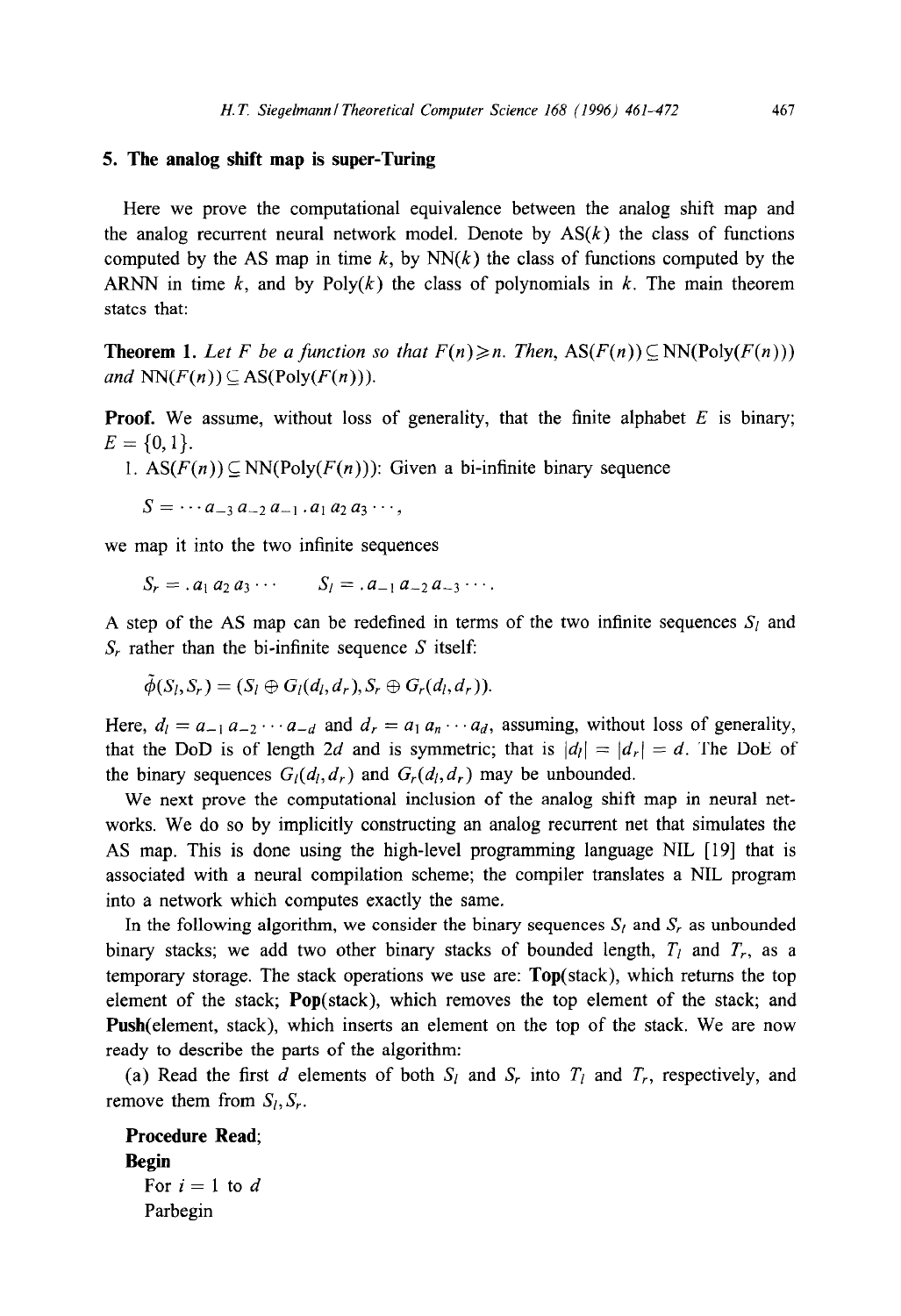## 5. The analog shift map is super-Turing

Here we prove the computational equivalence between the analog shift map and the analog recurrent neural network model. Denote by AS($k$) the class of functions computed by the AS map in time $k$, by NN($k$) the class of functions computed by the ARNN in time $k$, and by Poly($k$) the class of polynomials in $k$. The main theorem states that:

**Theorem 1.** *Let $F$ be a function so that $F(n) \geqslant n$. Then,* $\mathrm{AS}(F(n)) \subseteq \mathrm{NN}(\mathrm{Poly}(F(n)))$ *and* $\mathrm{NN}(F(n)) \subseteq \mathrm{AS}(\mathrm{Poly}(F(n)))$.

**Proof.** We assume, without loss of generality, that the finite alphabet $E$ is binary; $E = \{0, 1\}$.

1. $\mathrm{AS}(F(n)) \subseteq \mathrm{NN}(\mathrm{Poly}(F(n)))$: Given a bi-infinite binary sequence

$$S = \cdots a_{-3}\, a_{-2}\, a_{-1} \,.\, a_1\, a_2\, a_3 \cdots,$$

we map it into the two infinite sequences

$$S_r = .\, a_1\, a_2\, a_3 \cdots \qquad S_l = .\, a_{-1}\, a_{-2}\, a_{-3} \cdots.$$

A step of the AS map can be redefined in terms of the two infinite sequences $S_l$ and $S_r$ rather than the bi-infinite sequence $S$ itself:

$$\tilde{\phi}(S_l, S_r) = (S_l \oplus G_l(d_l, d_r), S_r \oplus G_r(d_l, d_r)).$$

Here, $d_l = a_{-1}\, a_{-2} \cdots a_{-d}$ and $d_r = a_1\, a_n \cdots a_d$, assuming, without loss of generality, that the DoD is of length $2d$ and is symmetric; that is $|d_l| = |d_r| = d$. The DoE of the binary sequences $G_l(d_l, d_r)$ and $G_r(d_l, d_r)$ may be unbounded.

We next prove the computational inclusion of the analog shift map in neural networks. We do so by implicitly constructing an analog recurrent net that simulates the AS map. This is done using the high-level programming language NIL [19] that is associated with a neural compilation scheme; the compiler translates a NIL program into a network which computes exactly the same.

In the following algorithm, we consider the binary sequences $S_l$ and $S_r$ as unbounded binary stacks; we add two other binary stacks of bounded length, $T_l$ and $T_r$, as a temporary storage. The stack operations we use are: **Top**(stack), which returns the top element of the stack; **Pop**(stack), which removes the top element of the stack; and **Push**(element, stack), which inserts an element on the top of the stack. We are now ready to describe the parts of the algorithm:

(a) Read the first $d$ elements of both $S_l$ and $S_r$ into $T_l$ and $T_r$, respectively, and remove them from $S_l, S_r$.

**Procedure Read**;
**Begin**
For $i = 1$ to $d$
Parbegin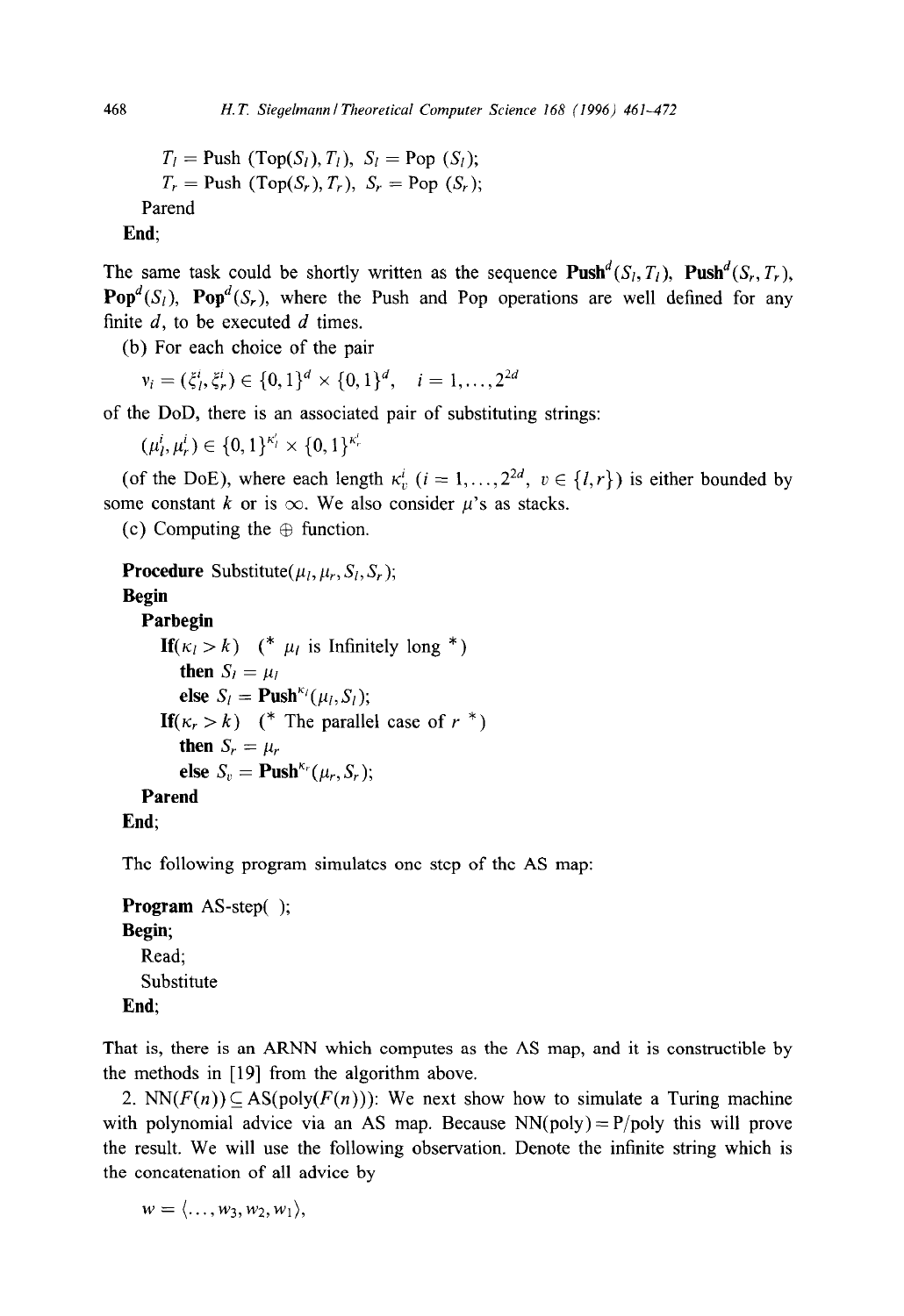```
    T_l = Push (Top(S_l), T_l), S_l = Pop (S_l);
    T_r = Push (Top(S_r), T_r), S_r = Pop (S_r);
  Parend
End;
```

The same task could be shortly written as the sequence $\mathbf{Push}^d(S_l, T_l)$, $\mathbf{Push}^d(S_r, T_r)$, $\mathbf{Pop}^d(S_l)$, $\mathbf{Pop}^d(S_r)$, where the Push and Pop operations are well defined for any finite $d$, to be executed $d$ times.

(b) For each choice of the pair

$$v_i = (\xi_l^i, \xi_r^i) \in \{0,1\}^d \times \{0,1\}^d, \quad i = 1, \ldots, 2^{2d}$$

of the DoD, there is an associated pair of substituting strings:

$$(\mu_l^i, \mu_r^i) \in \{0,1\}^{\kappa_l^i} \times \{0,1\}^{\kappa_r^i}$$

(of the DoE), where each length $\kappa_v^i$ ($i = 1, \ldots, 2^{2d}$, $v \in \{l, r\}$) is either bounded by some constant $k$ or is $\infty$. We also consider $\mu$'s as stacks.

(c) Computing the $\oplus$ function.

```
Procedure Substitute(μ_l, μ_r, S_l, S_r);
Begin
  Parbegin
    If(κ_l > k)   (* μ_l is Infinitely long *)
      then S_l = μ_l
      else S_l = Push^{κ_l}(μ_l, S_l);
    If(κ_r > k)   (* The parallel case of r *)
      then S_r = μ_r
      else S_v = Push^{κ_r}(μ_r, S_r);
  Parend
End;
```

The following program simulates one step of the AS map:

```
Program AS-step( );
Begin;
  Read;
  Substitute
End;
```

That is, there is an ARNN which computes as the AS map, and it is constructible by the methods in [19] from the algorithm above.

2. $\mathrm{NN}(F(n)) \subseteq \mathrm{AS}(\mathrm{poly}(F(n)))$: We next show how to simulate a Turing machine with polynomial advice via an AS map. Because $\mathrm{NN}(\mathrm{poly}) = \mathrm{P/poly}$ this will prove the result. We will use the following observation. Denote the infinite string which is the concatenation of all advice by

$$w = \langle \ldots, w_3, w_2, w_1 \rangle,$$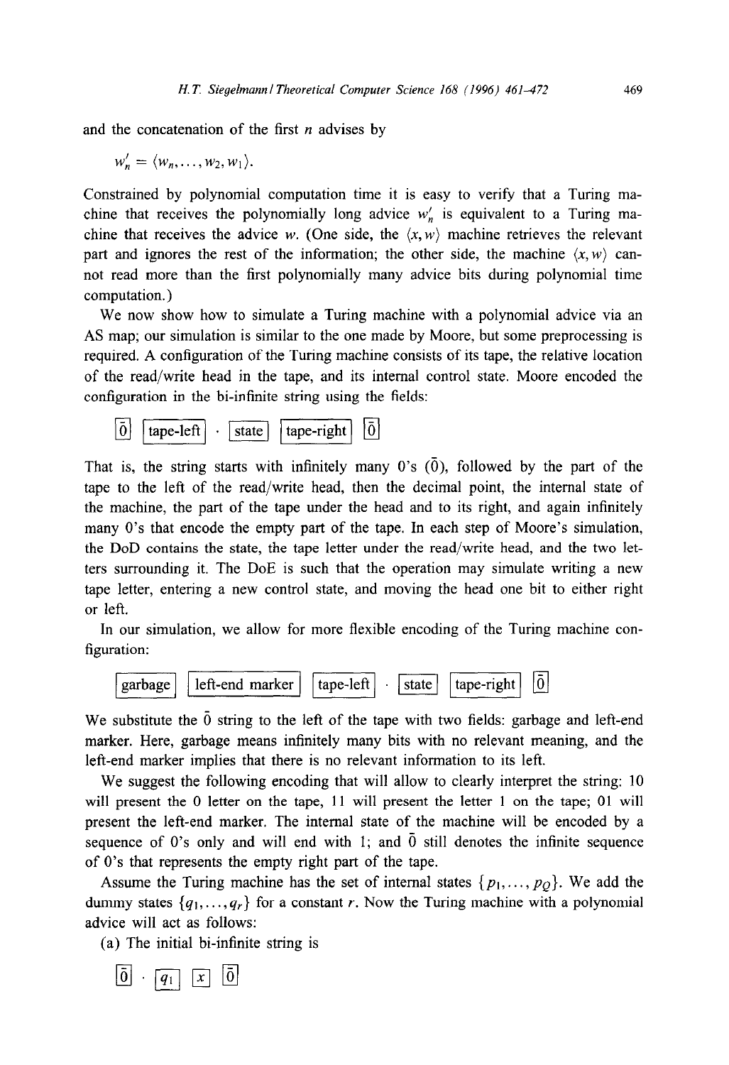and the concatenation of the first $n$ advises by

$$w'_n = \langle w_n, \ldots, w_2, w_1 \rangle.$$

Constrained by polynomial computation time it is easy to verify that a Turing machine that receives the polynomially long advice $w'_n$ is equivalent to a Turing machine that receives the advice $w$. (One side, the $\langle x, w \rangle$ machine retrieves the relevant part and ignores the rest of the information; the other side, the machine $\langle x, w \rangle$ cannot read more than the first polynomially many advice bits during polynomial time computation.)

We now show how to simulate a Turing machine with a polynomial advice via an AS map; our simulation is similar to the one made by Moore, but some preprocessing is required. A configuration of the Turing machine consists of its tape, the relative location of the read/write head in the tape, and its internal control state. Moore encoded the configuration in the bi-infinite string using the fields:

$$\boxed{\bar{0}} \; \boxed{\text{tape-left}} \cdot \boxed{\text{state}} \; \boxed{\text{tape-right}} \; \boxed{\bar{0}}$$

That is, the string starts with infinitely many 0's ($\bar{0}$), followed by the part of the tape to the left of the read/write head, then the decimal point, the internal state of the machine, the part of the tape under the head and to its right, and again infinitely many 0's that encode the empty part of the tape. In each step of Moore's simulation, the DoD contains the state, the tape letter under the read/write head, and the two letters surrounding it. The DoE is such that the operation may simulate writing a new tape letter, entering a new control state, and moving the head one bit to either right or left.

In our simulation, we allow for more flexible encoding of the Turing machine configuration:

$$\boxed{\text{garbage}} \; \boxed{\text{left-end marker}} \; \boxed{\text{tape-left}} \cdot \boxed{\text{state}} \; \boxed{\text{tape-right}} \; \boxed{\bar{0}}$$

We substitute the $\bar{0}$ string to the left of the tape with two fields: garbage and left-end marker. Here, garbage means infinitely many bits with no relevant meaning, and the left-end marker implies that there is no relevant information to its left.

We suggest the following encoding that will allow to clearly interpret the string: 10 will present the 0 letter on the tape, 11 will present the letter 1 on the tape; 01 will present the left-end marker. The internal state of the machine will be encoded by a sequence of 0's only and will end with 1; and $\bar{0}$ still denotes the infinite sequence of 0's that represents the empty right part of the tape.

Assume the Turing machine has the set of internal states $\{p_1, \ldots, p_Q\}$. We add the dummy states $\{q_1, \ldots, q_r\}$ for a constant $r$. Now the Turing machine with a polynomial advice will act as follows:

(a) The initial bi-infinite string is

$$\boxed{\bar{0}} \cdot \boxed{q_1} \; \boxed{x} \; \boxed{\bar{0}}$$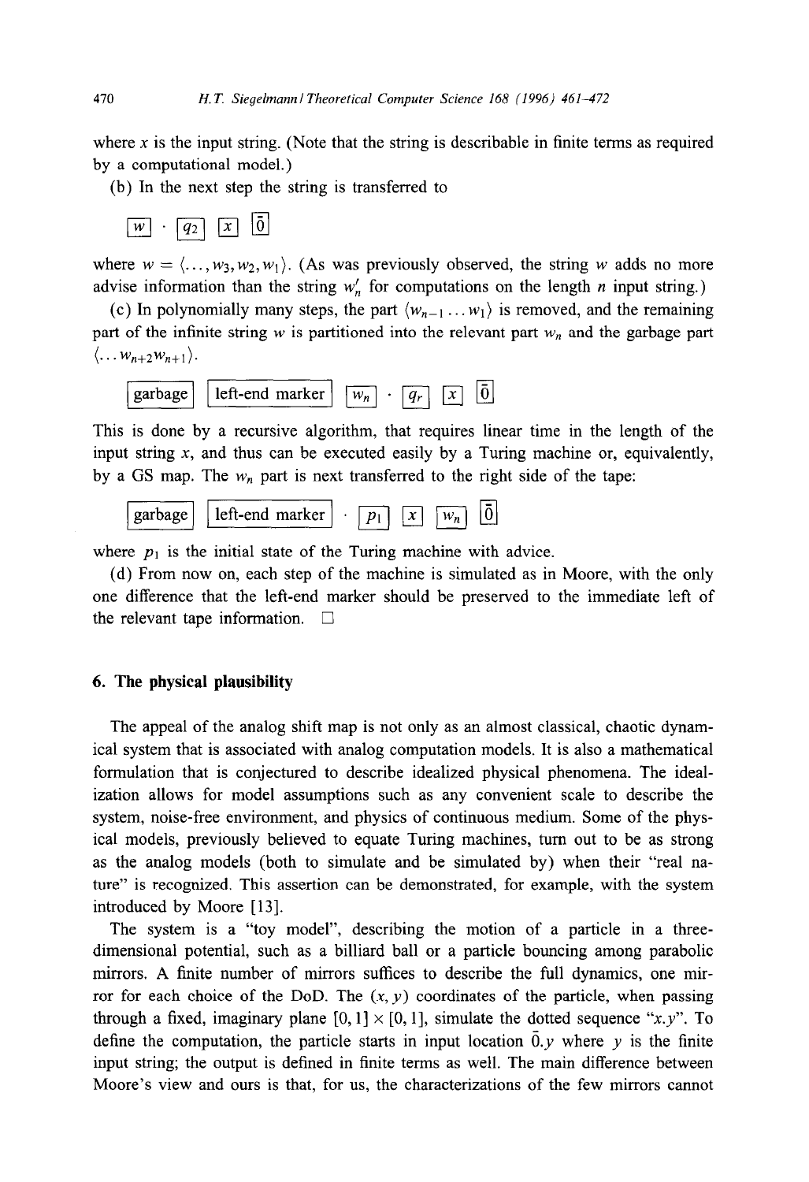where $x$ is the input string. (Note that the string is describable in finite terms as required by a computational model.)

(b) In the next step the string is transferred to

$$\boxed{w} \cdot \boxed{q_2} \; \boxed{x} \; \boxed{\bar{0}}$$

where $w = \langle \ldots, w_3, w_2, w_1 \rangle$. (As was previously observed, the string $w$ adds no more advise information than the string $w'_n$ for computations on the length $n$ input string.)

(c) In polynomially many steps, the part $\langle w_{n-1} \ldots w_1 \rangle$ is removed, and the remaining part of the infinite string $w$ is partitioned into the relevant part $w_n$ and the garbage part $\langle \ldots w_{n+2} w_{n+1} \rangle$.

$$\boxed{\text{garbage}} \; \boxed{\text{left-end marker}} \; \boxed{w_n} \cdot \boxed{q_r} \; \boxed{x} \; \boxed{\bar{0}}$$

This is done by a recursive algorithm, that requires linear time in the length of the input string $x$, and thus can be executed easily by a Turing machine or, equivalently, by a GS map. The $w_n$ part is next transferred to the right side of the tape:

$$\boxed{\text{garbage}} \; \boxed{\text{left-end marker}} \cdot \boxed{p_1} \; \boxed{x} \; \boxed{w_n} \; \boxed{\bar{0}}$$

where $p_1$ is the initial state of the Turing machine with advice.

(d) From now on, each step of the machine is simulated as in Moore, with the only one difference that the left-end marker should be preserved to the immediate left of the relevant tape information. □

## 6. The physical plausibility

The appeal of the analog shift map is not only as an almost classical, chaotic dynamical system that is associated with analog computation models. It is also a mathematical formulation that is conjectured to describe idealized physical phenomena. The idealization allows for model assumptions such as any convenient scale to describe the system, noise-free environment, and physics of continuous medium. Some of the physical models, previously believed to equate Turing machines, turn out to be as strong as the analog models (both to simulate and be simulated by) when their "real nature" is recognized. This assertion can be demonstrated, for example, with the system introduced by Moore [13].

The system is a "toy model", describing the motion of a particle in a three-dimensional potential, such as a billiard ball or a particle bouncing among parabolic mirrors. A finite number of mirrors suffices to describe the full dynamics, one mirror for each choice of the DoD. The $(x, y)$ coordinates of the particle, when passing through a fixed, imaginary plane $[0, 1] \times [0, 1]$, simulate the dotted sequence "$x.y$". To define the computation, the particle starts in input location $\bar{0}.y$ where $y$ is the finite input string; the output is defined in finite terms as well. The main difference between Moore's view and ours is that, for us, the characterizations of the few mirrors cannot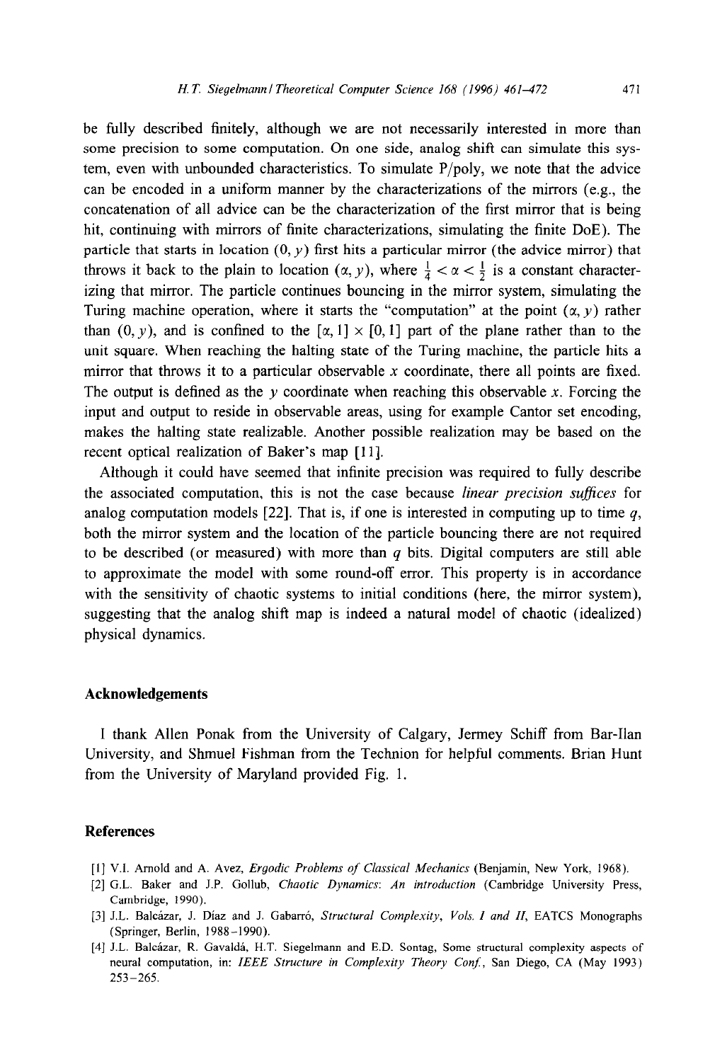be fully described finitely, although we are not necessarily interested in more than some precision to some computation. On one side, analog shift can simulate this system, even with unbounded characteristics. To simulate P/poly, we note that the advice can be encoded in a uniform manner by the characterizations of the mirrors (e.g., the concatenation of all advice can be the characterization of the first mirror that is being hit, continuing with mirrors of finite characterizations, simulating the finite DoE). The particle that starts in location $(0, y)$ first hits a particular mirror (the advice mirror) that throws it back to the plain to location $(\alpha, y)$, where $\frac{1}{4} < \alpha < \frac{1}{2}$ is a constant characterizing that mirror. The particle continues bouncing in the mirror system, simulating the Turing machine operation, where it starts the "computation" at the point $(\alpha, y)$ rather than $(0, y)$, and is confined to the $[\alpha, 1] \times [0, 1]$ part of the plane rather than to the unit square. When reaching the halting state of the Turing machine, the particle hits a mirror that throws it to a particular observable $x$ coordinate, there all points are fixed. The output is defined as the $y$ coordinate when reaching this observable $x$. Forcing the input and output to reside in observable areas, using for example Cantor set encoding, makes the halting state realizable. Another possible realization may be based on the recent optical realization of Baker's map [11].

Although it could have seemed that infinite precision was required to fully describe the associated computation, this is not the case because *linear precision suffices* for analog computation models [22]. That is, if one is interested in computing up to time $q$, both the mirror system and the location of the particle bouncing there are not required to be described (or measured) with more than $q$ bits. Digital computers are still able to approximate the model with some round-off error. This property is in accordance with the sensitivity of chaotic systems to initial conditions (here, the mirror system), suggesting that the analog shift map is indeed a natural model of chaotic (idealized) physical dynamics.

## Acknowledgements

I thank Allen Ponak from the University of Calgary, Jermey Schiff from Bar-Ilan University, and Shmuel Fishman from the Technion for helpful comments. Brian Hunt from the University of Maryland provided Fig. 1.

## References

[1] V.I. Arnold and A. Avez, *Ergodic Problems of Classical Mechanics* (Benjamin, New York, 1968).

[2] G.L. Baker and J.P. Gollub, *Chaotic Dynamics: An introduction* (Cambridge University Press, Cambridge, 1990).

[3] J.L. Balcázar, J. Díaz and J. Gabarró, *Structural Complexity, Vols. I and II*, EATCS Monographs (Springer, Berlin, 1988–1990).

[4] J.L. Balcázar, R. Gavaldà, H.T. Siegelmann and E.D. Sontag, Some structural complexity aspects of neural computation, in: *IEEE Structure in Complexity Theory Conf.*, San Diego, CA (May 1993) 253–265.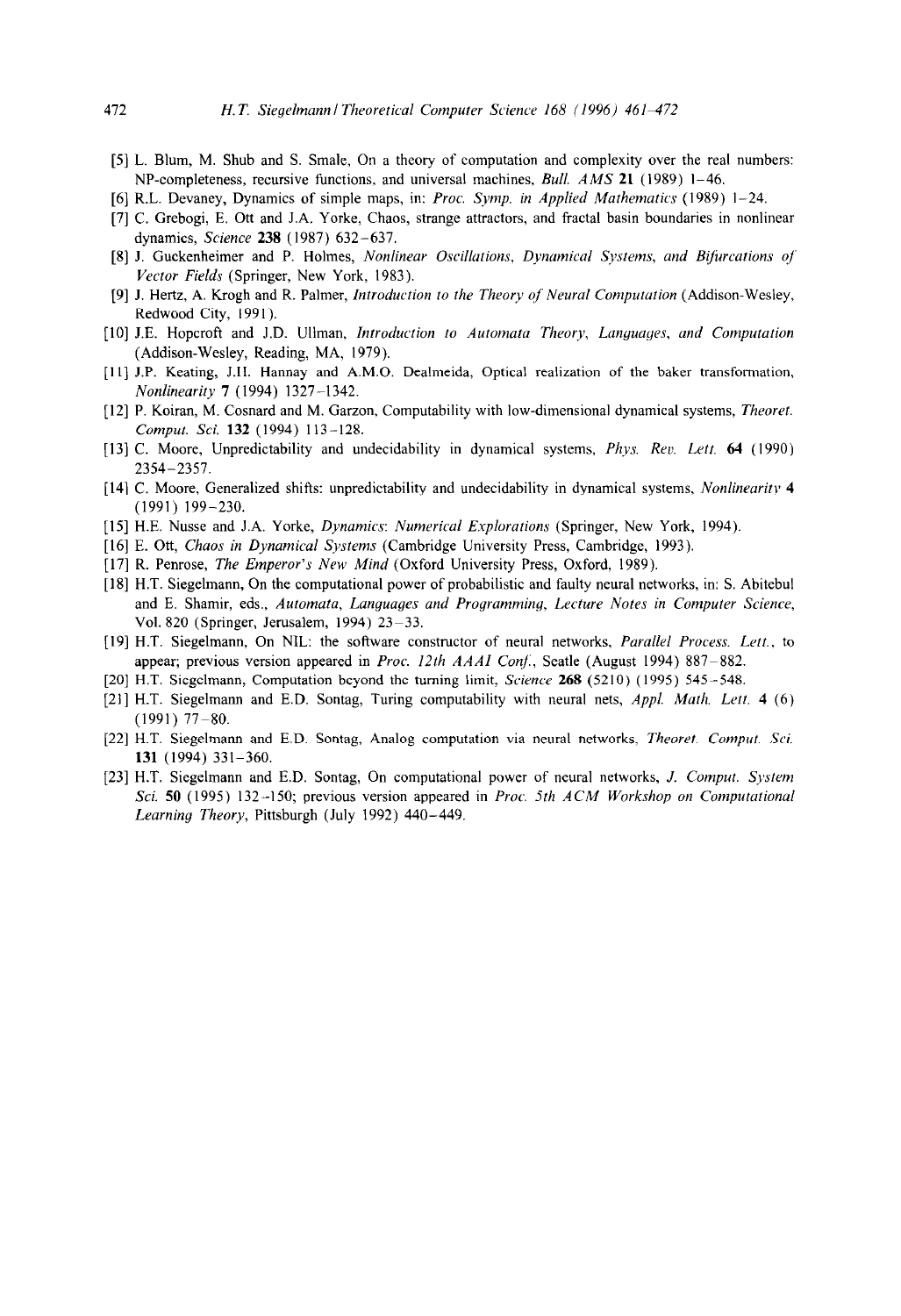[5] L. Blum, M. Shub and S. Smale, On a theory of computation and complexity over the real numbers: NP-completeness, recursive functions, and universal machines, *Bull. AMS* **21** (1989) 1–46.

[6] R.L. Devaney, Dynamics of simple maps, in: *Proc. Symp. in Applied Mathematics* (1989) 1–24.

[7] C. Grebogi, E. Ott and J.A. Yorke, Chaos, strange attractors, and fractal basin boundaries in nonlinear dynamics, *Science* **238** (1987) 632–637.

[8] J. Guckenheimer and P. Holmes, *Nonlinear Oscillations, Dynamical Systems, and Bifurcations of Vector Fields* (Springer, New York, 1983).

[9] J. Hertz, A. Krogh and R. Palmer, *Introduction to the Theory of Neural Computation* (Addison-Wesley, Redwood City, 1991).

[10] J.E. Hopcroft and J.D. Ullman, *Introduction to Automata Theory, Languages, and Computation* (Addison-Wesley, Reading, MA, 1979).

[11] J.P. Keating, J.H. Hannay and A.M.O. Dealmeida, Optical realization of the baker transformation, *Nonlinearity* **7** (1994) 1327–1342.

[12] P. Koiran, M. Cosnard and M. Garzon, Computability with low-dimensional dynamical systems, *Theoret. Comput. Sci.* **132** (1994) 113–128.

[13] C. Moore, Unpredictability and undecidability in dynamical systems, *Phys. Rev. Lett.* **64** (1990) 2354–2357.

[14] C. Moore, Generalized shifts: unpredictability and undecidability in dynamical systems, *Nonlinearity* **4** (1991) 199–230.

[15] H.E. Nusse and J.A. Yorke, *Dynamics: Numerical Explorations* (Springer, New York, 1994).

[16] E. Ott, *Chaos in Dynamical Systems* (Cambridge University Press, Cambridge, 1993).

[17] R. Penrose, *The Emperor's New Mind* (Oxford University Press, Oxford, 1989).

[18] H.T. Siegelmann, On the computational power of probabilistic and faulty neural networks, in: S. Abitebul and E. Shamir, eds., *Automata, Languages and Programming, Lecture Notes in Computer Science*, Vol. 820 (Springer, Jerusalem, 1994) 23–33.

[19] H.T. Siegelmann, On NIL: the software constructor of neural networks, *Parallel Process. Lett.*, to appear; previous version appeared in *Proc. 12th AAAI Conf.*, Seatle (August 1994) 887–882.

[20] H.T. Siegelmann, Computation beyond the turning limit, *Science* **268** (5210) (1995) 545–548.

[21] H.T. Siegelmann and E.D. Sontag, Turing computability with neural nets, *Appl. Math. Lett.* **4** (6) (1991) 77–80.

[22] H.T. Siegelmann and E.D. Sontag, Analog computation via neural networks, *Theoret. Comput. Sci.* **131** (1994) 331–360.

[23] H.T. Siegelmann and E.D. Sontag, On computational power of neural networks, *J. Comput. System Sci.* **50** (1995) 132–150; previous version appeared in *Proc. 5th ACM Workshop on Computational Learning Theory*, Pittsburgh (July 1992) 440–449.